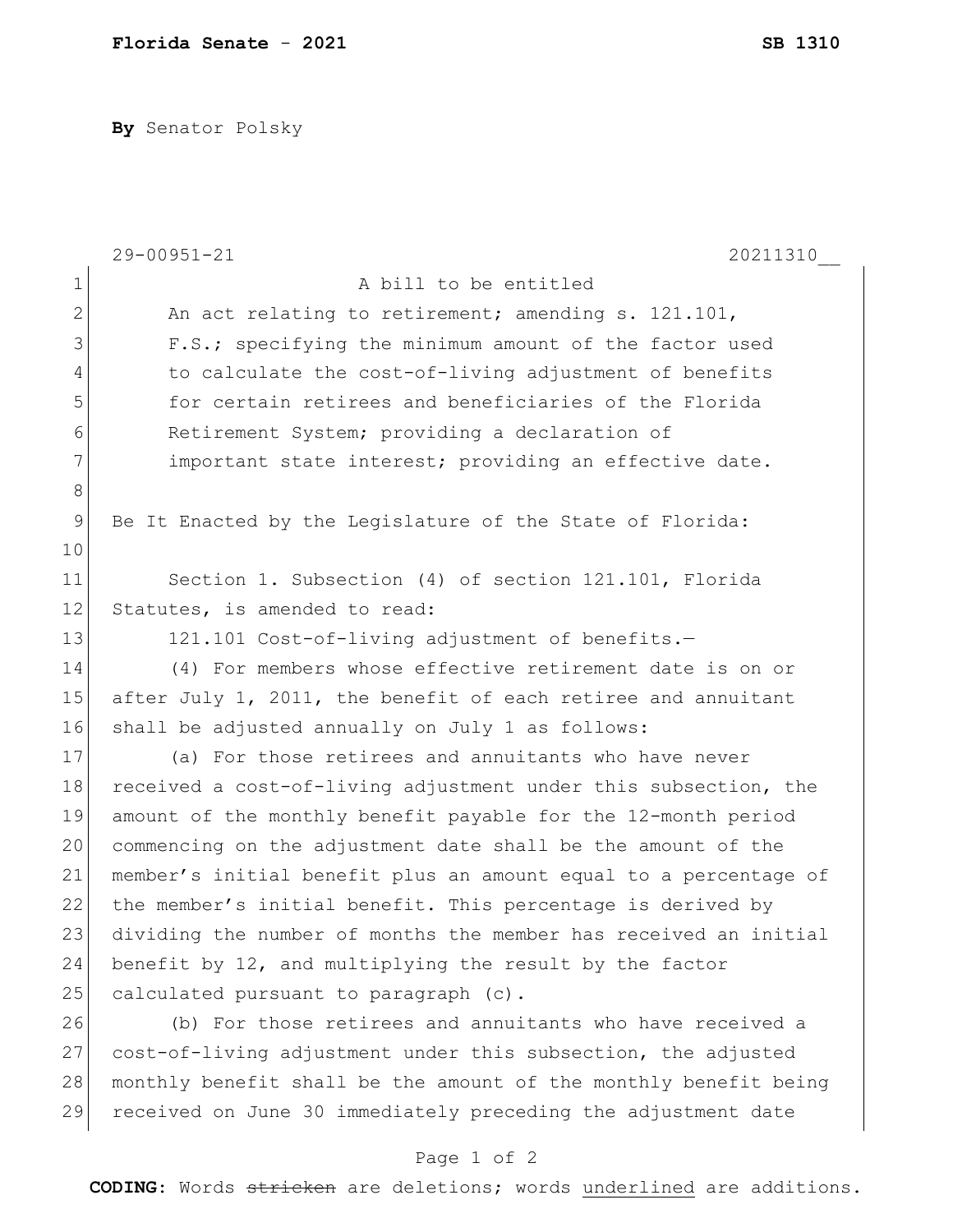**Florida Senate - 2021** **SB 1310**

**By** Senator Polsky

29-00951-21 20211310__

A bill to be entitled

An act relating to retirement; amending s. 121.101, F.S.; specifying the minimum amount of the factor used to calculate the cost-of-living adjustment of benefits for certain retirees and beneficiaries of the Florida Retirement System; providing a declaration of important state interest; providing an effective date.

Be It Enacted by the Legislature of the State of Florida:

Section 1. Subsection (4) of section 121.101, Florida Statutes, is amended to read:

121.101 Cost-of-living adjustment of benefits.—

(4) For members whose effective retirement date is on or after July 1, 2011, the benefit of each retiree and annuitant shall be adjusted annually on July 1 as follows:

(a) For those retirees and annuitants who have never received a cost-of-living adjustment under this subsection, the amount of the monthly benefit payable for the 12-month period commencing on the adjustment date shall be the amount of the member's initial benefit plus an amount equal to a percentage of the member's initial benefit. This percentage is derived by dividing the number of months the member has received an initial benefit by 12, and multiplying the result by the factor calculated pursuant to paragraph (c).

(b) For those retirees and annuitants who have received a cost-of-living adjustment under this subsection, the adjusted monthly benefit shall be the amount of the monthly benefit being received on June 30 immediately preceding the adjustment date

**CODING:** Words ~~stricken~~ are deletions; words <u>underlined</u> are additions.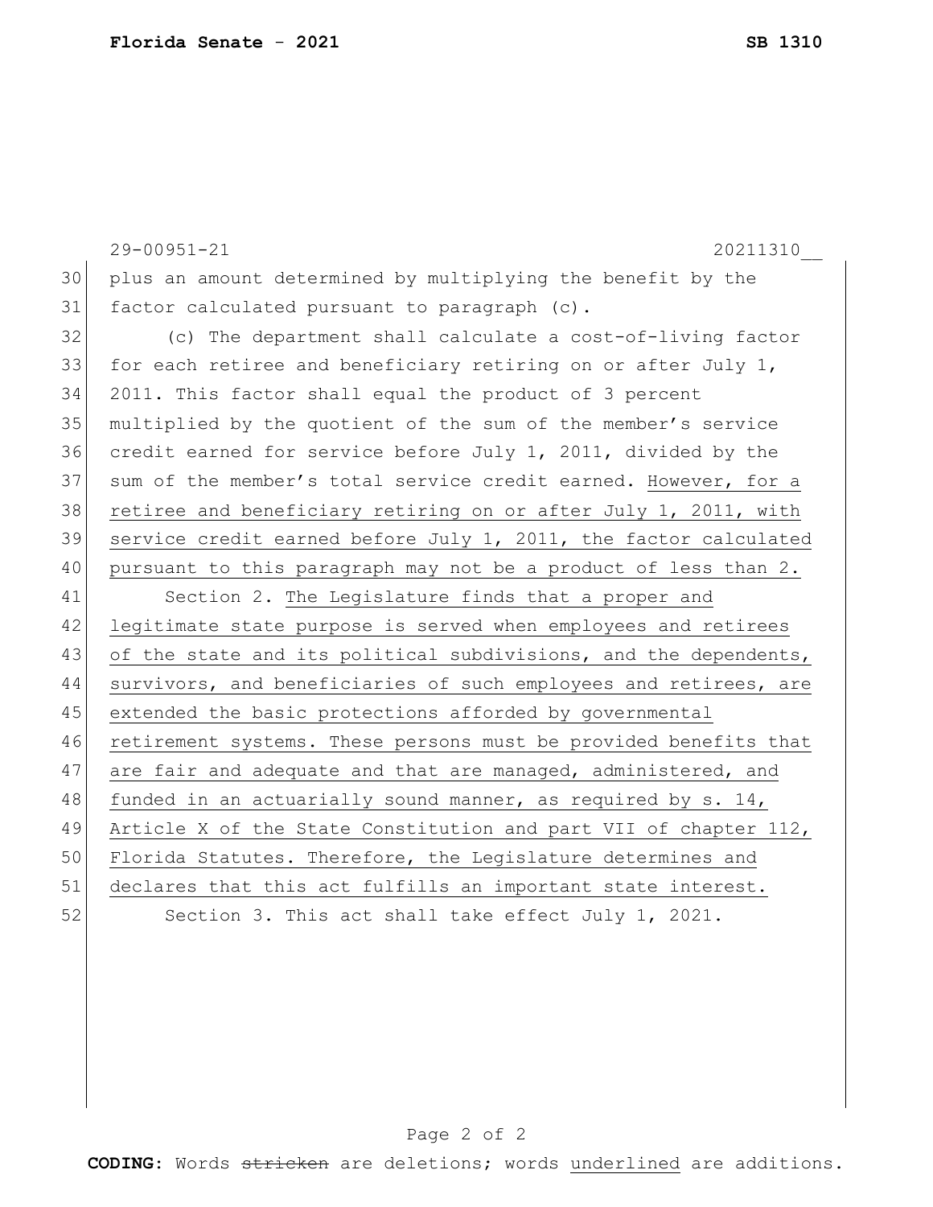plus an amount determined by multiplying the benefit by the factor calculated pursuant to paragraph (c).

(c) The department shall calculate a cost-of-living factor for each retiree and beneficiary retiring on or after July 1, 2011. This factor shall equal the product of 3 percent multiplied by the quotient of the sum of the member's service credit earned for service before July 1, 2011, divided by the sum of the member's total service credit earned. <u>However, for a retiree and beneficiary retiring on or after July 1, 2011, with service credit earned before July 1, 2011, the factor calculated pursuant to this paragraph may not be a product of less than 2.</u>

Section 2. <u>The Legislature finds that a proper and legitimate state purpose is served when employees and retirees of the state and its political subdivisions, and the dependents, survivors, and beneficiaries of such employees and retirees, are extended the basic protections afforded by governmental retirement systems. These persons must be provided benefits that are fair and adequate and that are managed, administered, and funded in an actuarially sound manner, as required by s. 14, Article X of the State Constitution and part VII of chapter 112, Florida Statutes. Therefore, the Legislature determines and declares that this act fulfills an important state interest.</u>

Section 3. This act shall take effect July 1, 2021.